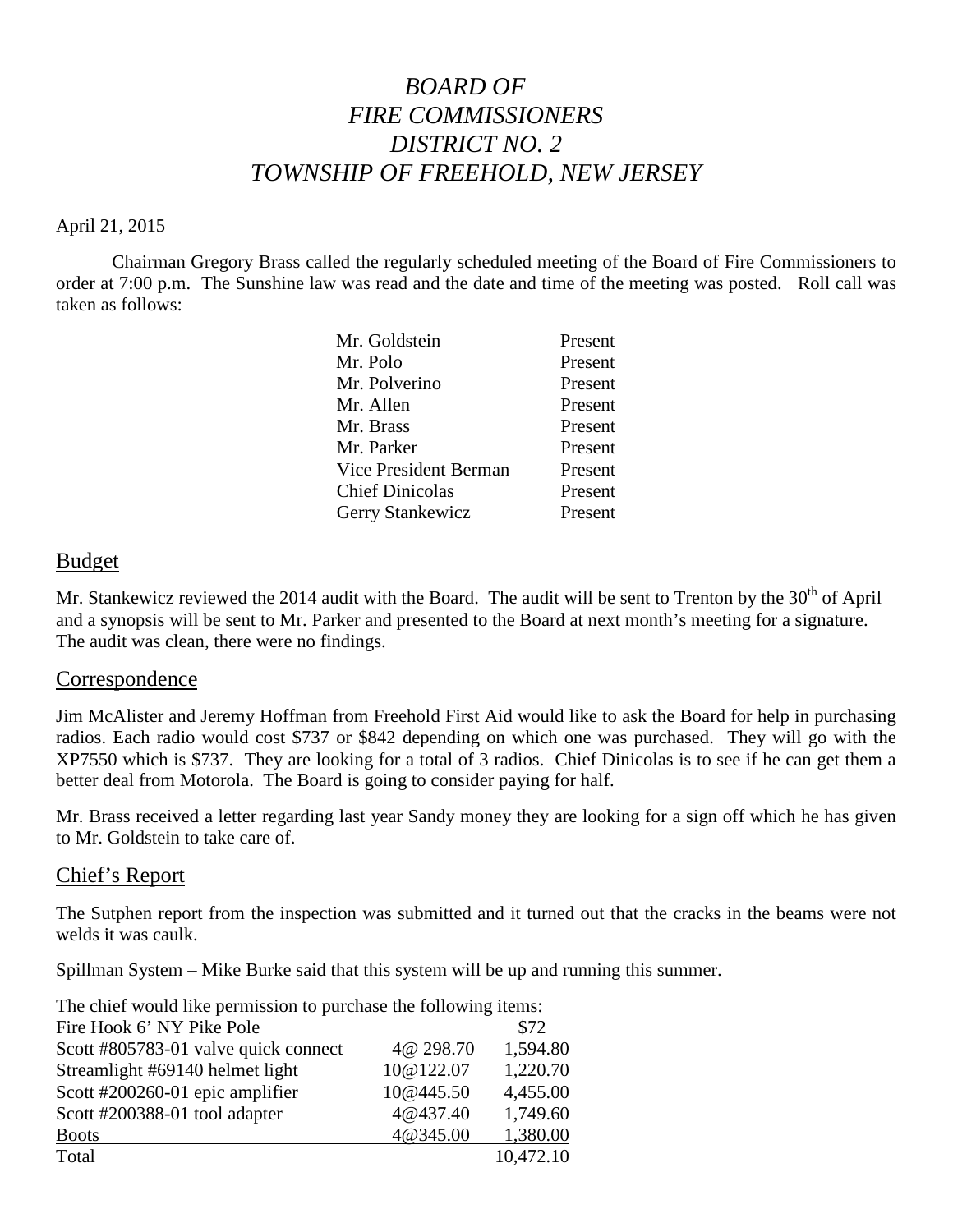# *BOARD OF FIRE COMMISSIONERS DISTRICT NO. 2 TOWNSHIP OF FREEHOLD, NEW JERSEY*

April 21, 2015

Chairman Gregory Brass called the regularly scheduled meeting of the Board of Fire Commissioners to order at 7:00 p.m. The Sunshine law was read and the date and time of the meeting was posted. Roll call was taken as follows:

| | |
|---|---|
| Mr. Goldstein | Present |
| Mr. Polo | Present |
| Mr. Polverino | Present |
| Mr. Allen | Present |
| Mr. Brass | Present |
| Mr. Parker | Present |
| Vice President Berman | Present |
| Chief Dinicolas | Present |
| Gerry Stankewicz | Present |

## Budget

Mr. Stankewicz reviewed the 2014 audit with the Board. The audit will be sent to Trenton by the 30th of April and a synopsis will be sent to Mr. Parker and presented to the Board at next month's meeting for a signature. The audit was clean, there were no findings.

## Correspondence

Jim McAlister and Jeremy Hoffman from Freehold First Aid would like to ask the Board for help in purchasing radios. Each radio would cost $737 or $842 depending on which one was purchased. They will go with the XP7550 which is $737. They are looking for a total of 3 radios. Chief Dinicolas is to see if he can get them a better deal from Motorola. The Board is going to consider paying for half.

Mr. Brass received a letter regarding last year Sandy money they are looking for a sign off which he has given to Mr. Goldstein to take care of.

## Chief's Report

The Sutphen report from the inspection was submitted and it turned out that the cracks in the beams were not welds it was caulk.

Spillman System – Mike Burke said that this system will be up and running this summer.

The chief would like permission to purchase the following items:

| | | |
|---|---|---|
| Fire Hook 6' NY Pike Pole | | $72 |
| Scott #805783-01 valve quick connect | 4@ 298.70 | 1,594.80 |
| Streamlight #69140 helmet light | 10@122.07 | 1,220.70 |
| Scott #200260-01 epic amplifier | 10@445.50 | 4,455.00 |
| Scott #200388-01 tool adapter | 4@437.40 | 1,749.60 |
| Boots | 4@345.00 | 1,380.00 |
| Total | | 10,472.10 |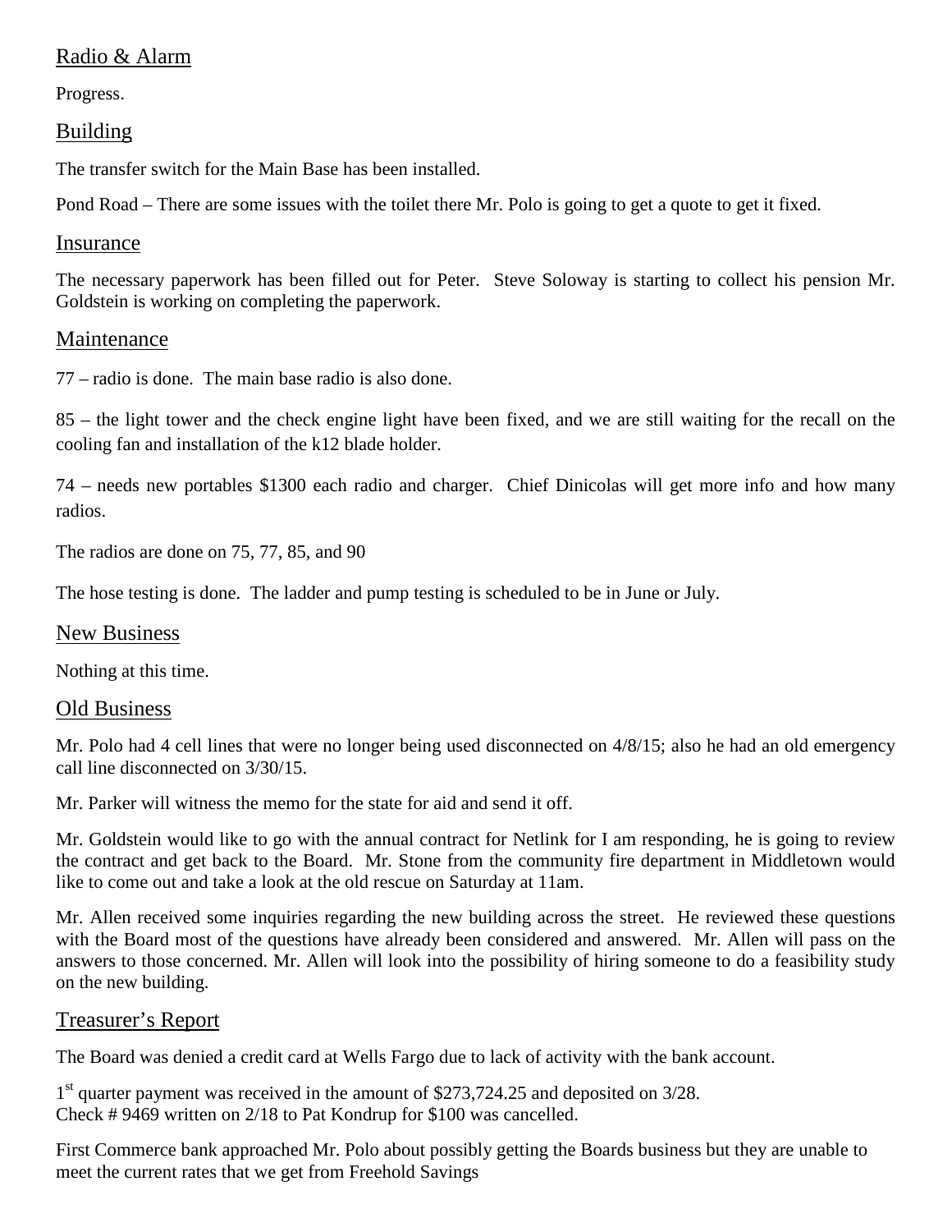## Radio & Alarm

Progress.

## Building

The transfer switch for the Main Base has been installed.

Pond Road – There are some issues with the toilet there Mr. Polo is going to get a quote to get it fixed.

## Insurance

The necessary paperwork has been filled out for Peter. Steve Soloway is starting to collect his pension Mr. Goldstein is working on completing the paperwork.

## Maintenance

77 – radio is done. The main base radio is also done.

85 – the light tower and the check engine light have been fixed, and we are still waiting for the recall on the cooling fan and installation of the k12 blade holder.

74 – needs new portables $1300 each radio and charger. Chief Dinicolas will get more info and how many radios.

The radios are done on 75, 77, 85, and 90

The hose testing is done. The ladder and pump testing is scheduled to be in June or July.

## New Business

Nothing at this time.

## Old Business

Mr. Polo had 4 cell lines that were no longer being used disconnected on 4/8/15; also he had an old emergency call line disconnected on 3/30/15.

Mr. Parker will witness the memo for the state for aid and send it off.

Mr. Goldstein would like to go with the annual contract for Netlink for I am responding, he is going to review the contract and get back to the Board. Mr. Stone from the community fire department in Middletown would like to come out and take a look at the old rescue on Saturday at 11am.

Mr. Allen received some inquiries regarding the new building across the street. He reviewed these questions with the Board most of the questions have already been considered and answered. Mr. Allen will pass on the answers to those concerned. Mr. Allen will look into the possibility of hiring someone to do a feasibility study on the new building.

## Treasurer's Report

The Board was denied a credit card at Wells Fargo due to lack of activity with the bank account.

1st quarter payment was received in the amount of $273,724.25 and deposited on 3/28.
Check # 9469 written on 2/18 to Pat Kondrup for $100 was cancelled.

First Commerce bank approached Mr. Polo about possibly getting the Boards business but they are unable to meet the current rates that we get from Freehold Savings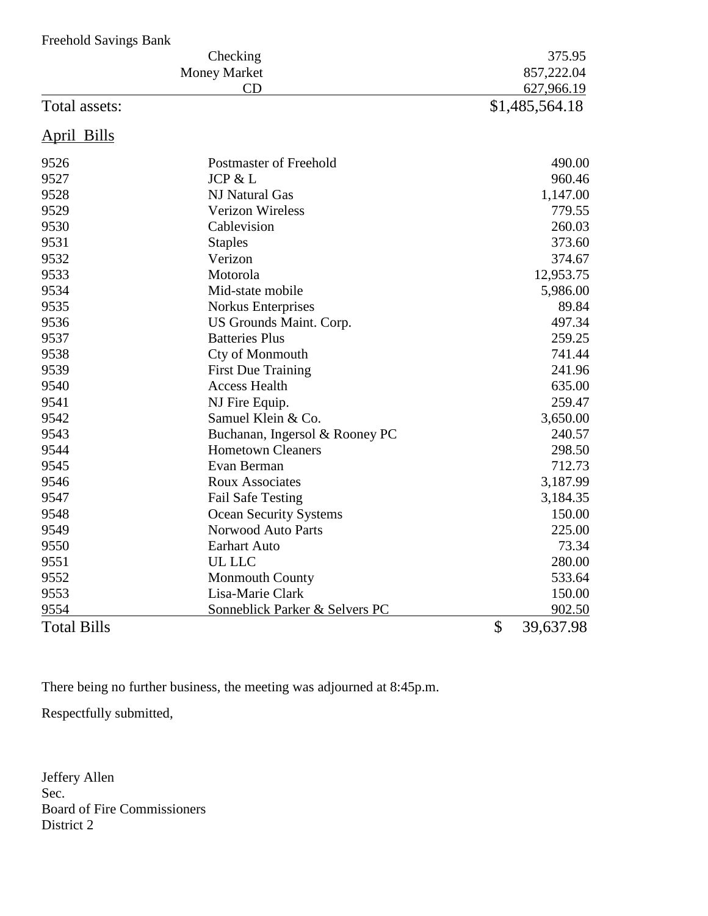Freehold Savings Bank

| | | |
|---|---|---|
| | Checking | 375.95 |
| | Money Market | 857,222.04 |
| | CD | 627,966.19 |
| Total assets: | | $1,485,564.18 |

April Bills

| | | |
|---|---|---|
| 9526 | Postmaster of Freehold | 490.00 |
| 9527 | JCP & L | 960.46 |
| 9528 | NJ Natural Gas | 1,147.00 |
| 9529 | Verizon Wireless | 779.55 |
| 9530 | Cablevision | 260.03 |
| 9531 | Staples | 373.60 |
| 9532 | Verizon | 374.67 |
| 9533 | Motorola | 12,953.75 |
| 9534 | Mid-state mobile | 5,986.00 |
| 9535 | Norkus Enterprises | 89.84 |
| 9536 | US Grounds Maint. Corp. | 497.34 |
| 9537 | Batteries Plus | 259.25 |
| 9538 | Cty of Monmouth | 741.44 |
| 9539 | First Due Training | 241.96 |
| 9540 | Access Health | 635.00 |
| 9541 | NJ Fire Equip. | 259.47 |
| 9542 | Samuel Klein & Co. | 3,650.00 |
| 9543 | Buchanan, Ingersol & Rooney PC | 240.57 |
| 9544 | Hometown Cleaners | 298.50 |
| 9545 | Evan Berman | 712.73 |
| 9546 | Roux Associates | 3,187.99 |
| 9547 | Fail Safe Testing | 3,184.35 |
| 9548 | Ocean Security Systems | 150.00 |
| 9549 | Norwood Auto Parts | 225.00 |
| 9550 | Earhart Auto | 73.34 |
| 9551 | UL LLC | 280.00 |
| 9552 | Monmouth County | 533.64 |
| 9553 | Lisa-Marie Clark | 150.00 |
| 9554 | Sonneblick Parker & Selvers PC | 902.50 |
| Total Bills | | $ 39,637.98 |

There being no further business, the meeting was adjourned at 8:45p.m.

Respectfully submitted,

Jeffery Allen
Sec.
Board of Fire Commissioners
District 2